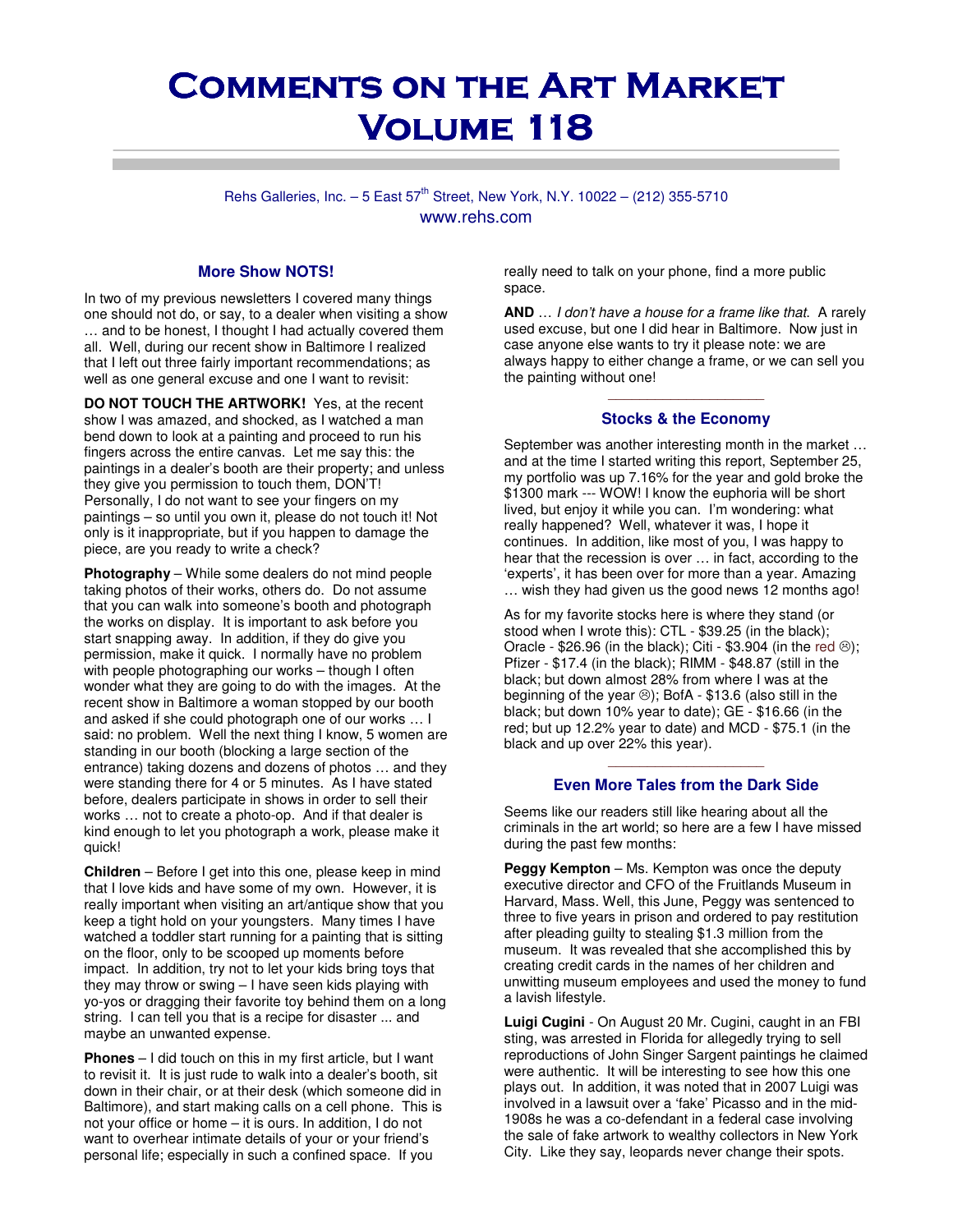# Comments on the Art Market Volume 118

Rehs Galleries, Inc. – 5 East 57th Street, New York, N.Y. 10022 – (212) 355-5710
www.rehs.com

## More Show NOTS!

In two of my previous newsletters I covered many things one should not do, or say, to a dealer when visiting a show … and to be honest, I thought I had actually covered them all. Well, during our recent show in Baltimore I realized that I left out three fairly important recommendations; as well as one general excuse and one I want to revisit:

**DO NOT TOUCH THE ARTWORK!** Yes, at the recent show I was amazed, and shocked, as I watched a man bend down to look at a painting and proceed to run his fingers across the entire canvas. Let me say this: the paintings in a dealer's booth are their property; and unless they give you permission to touch them, DON'T! Personally, I do not want to see your fingers on my paintings – so until you own it, please do not touch it! Not only is it inappropriate, but if you happen to damage the piece, are you ready to write a check?

**Photography** – While some dealers do not mind people taking photos of their works, others do. Do not assume that you can walk into someone's booth and photograph the works on display. It is important to ask before you start snapping away. In addition, if they do give you permission, make it quick. I normally have no problem with people photographing our works – though I often wonder what they are going to do with the images. At the recent show in Baltimore a woman stopped by our booth and asked if she could photograph one of our works … I said: no problem. Well the next thing I know, 5 women are standing in our booth (blocking a large section of the entrance) taking dozens and dozens of photos … and they were standing there for 4 or 5 minutes. As I have stated before, dealers participate in shows in order to sell their works … not to create a photo-op. And if that dealer is kind enough to let you photograph a work, please make it quick!

**Children** – Before I get into this one, please keep in mind that I love kids and have some of my own. However, it is really important when visiting an art/antique show that you keep a tight hold on your youngsters. Many times I have watched a toddler start running for a painting that is sitting on the floor, only to be scooped up moments before impact. In addition, try not to let your kids bring toys that they may throw or swing – I have seen kids playing with yo-yos or dragging their favorite toy behind them on a long string. I can tell you that is a recipe for disaster ... and maybe an unwanted expense.

**Phones** – I did touch on this in my first article, but I want to revisit it. It is just rude to walk into a dealer's booth, sit down in their chair, or at their desk (which someone did in Baltimore), and start making calls on a cell phone. This is not your office or home – it is ours. In addition, I do not want to overhear intimate details of your or your friend's personal life; especially in such a confined space. If you really need to talk on your phone, find a more public space.

**AND** … *I don't have a house for a frame like that*. A rarely used excuse, but one I did hear in Baltimore. Now just in case anyone else wants to try it please note: we are always happy to either change a frame, or we can sell you the painting without one!

## Stocks & the Economy

September was another interesting month in the market … and at the time I started writing this report, September 25, my portfolio was up 7.16% for the year and gold broke the $1300 mark --- WOW! I know the euphoria will be short lived, but enjoy it while you can. I'm wondering: what really happened? Well, whatever it was, I hope it continues. In addition, like most of you, I was happy to hear that the recession is over … in fact, according to the 'experts', it has been over for more than a year. Amazing … wish they had given us the good news 12 months ago!

As for my favorite stocks here is where they stand (or stood when I wrote this): CTL - $39.25 (in the black); Oracle - $26.96 (in the black); Citi - $3.904 (in the red ☹); Pfizer - $17.4 (in the black); RIMM - $48.87 (still in the black; but down almost 28% from where I was at the beginning of the year ☹); BofA - $13.6 (also still in the black; but down 10% year to date); GE - $16.66 (in the red; but up 12.2% year to date) and MCD - $75.1 (in the black and up over 22% this year).

## Even More Tales from the Dark Side

Seems like our readers still like hearing about all the criminals in the art world; so here are a few I have missed during the past few months:

**Peggy Kempton** – Ms. Kempton was once the deputy executive director and CFO of the Fruitlands Museum in Harvard, Mass. Well, this June, Peggy was sentenced to three to five years in prison and ordered to pay restitution after pleading guilty to stealing $1.3 million from the museum. It was revealed that she accomplished this by creating credit cards in the names of her children and unwitting museum employees and used the money to fund a lavish lifestyle.

**Luigi Cugini** - On August 20 Mr. Cugini, caught in an FBI sting, was arrested in Florida for allegedly trying to sell reproductions of John Singer Sargent paintings he claimed were authentic. It will be interesting to see how this one plays out. In addition, it was noted that in 2007 Luigi was involved in a lawsuit over a 'fake' Picasso and in the mid-1908s he was a co-defendant in a federal case involving the sale of fake artwork to wealthy collectors in New York City. Like they say, leopards never change their spots.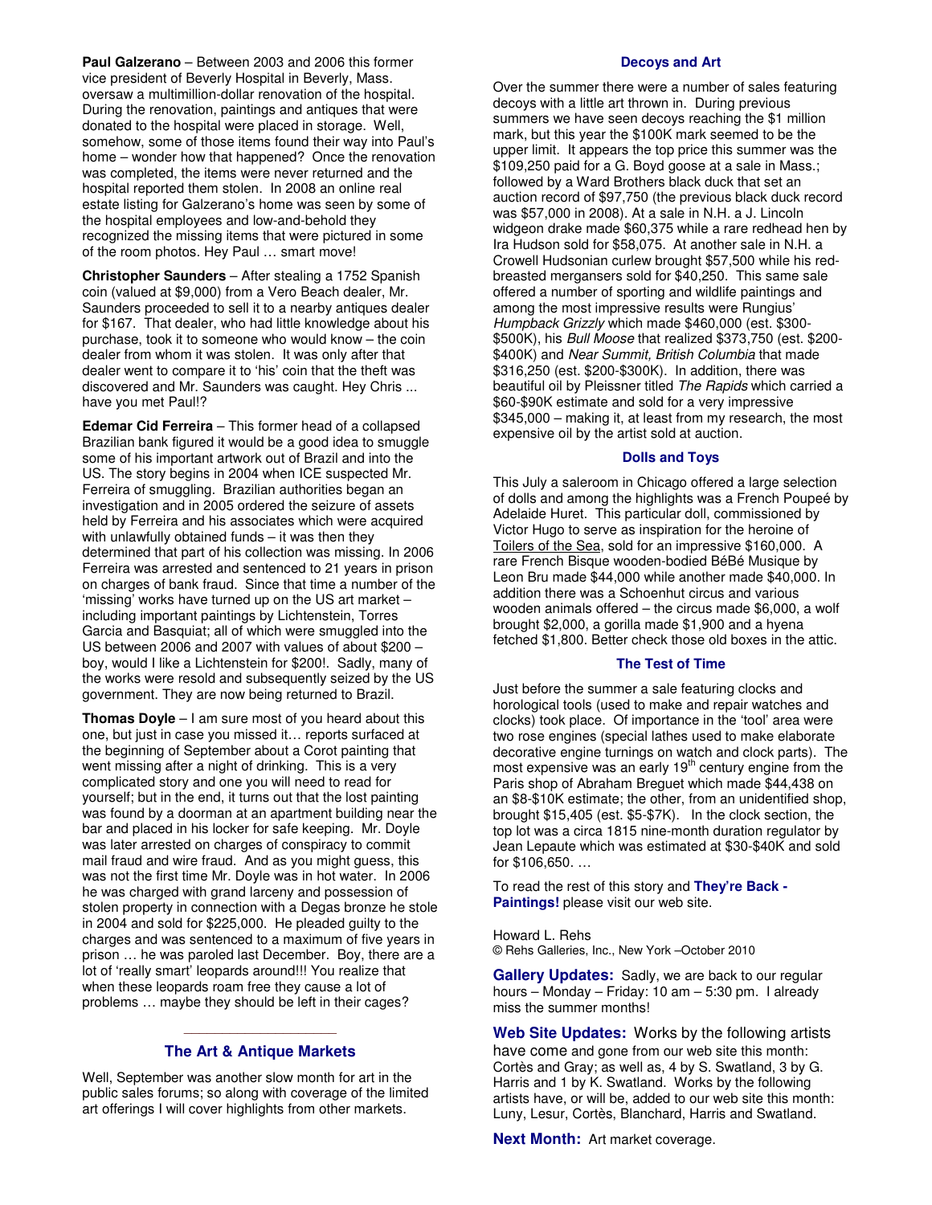**Paul Galzerano** – Between 2003 and 2006 this former vice president of Beverly Hospital in Beverly, Mass. oversaw a multimillion-dollar renovation of the hospital. During the renovation, paintings and antiques that were donated to the hospital were placed in storage. Well, somehow, some of those items found their way into Paul's home – wonder how that happened? Once the renovation was completed, the items were never returned and the hospital reported them stolen. In 2008 an online real estate listing for Galzerano's home was seen by some of the hospital employees and low-and-behold they recognized the missing items that were pictured in some of the room photos. Hey Paul … smart move!

**Christopher Saunders** – After stealing a 1752 Spanish coin (valued at $9,000) from a Vero Beach dealer, Mr. Saunders proceeded to sell it to a nearby antiques dealer for $167. That dealer, who had little knowledge about his purchase, took it to someone who would know – the coin dealer from whom it was stolen. It was only after that dealer went to compare it to 'his' coin that the theft was discovered and Mr. Saunders was caught. Hey Chris ... have you met Paul!?

**Edemar Cid Ferreira** – This former head of a collapsed Brazilian bank figured it would be a good idea to smuggle some of his important artwork out of Brazil and into the US. The story begins in 2004 when ICE suspected Mr. Ferreira of smuggling. Brazilian authorities began an investigation and in 2005 ordered the seizure of assets held by Ferreira and his associates which were acquired with unlawfully obtained funds – it was then they determined that part of his collection was missing. In 2006 Ferreira was arrested and sentenced to 21 years in prison on charges of bank fraud. Since that time a number of the 'missing' works have turned up on the US art market – including important paintings by Lichtenstein, Torres Garcia and Basquiat; all of which were smuggled into the US between 2006 and 2007 with values of about $200 – boy, would I like a Lichtenstein for $200!. Sadly, many of the works were resold and subsequently seized by the US government. They are now being returned to Brazil.

**Thomas Doyle** – I am sure most of you heard about this one, but just in case you missed it… reports surfaced at the beginning of September about a Corot painting that went missing after a night of drinking. This is a very complicated story and one you will need to read for yourself; but in the end, it turns out that the lost painting was found by a doorman at an apartment building near the bar and placed in his locker for safe keeping. Mr. Doyle was later arrested on charges of conspiracy to commit mail fraud and wire fraud. And as you might guess, this was not the first time Mr. Doyle was in hot water. In 2006 he was charged with grand larceny and possession of stolen property in connection with a Degas bronze he stole in 2004 and sold for $225,000. He pleaded guilty to the charges and was sentenced to a maximum of five years in prison … he was paroled last December. Boy, there are a lot of 'really smart' leopards around!!! You realize that when these leopards roam free they cause a lot of problems … maybe they should be left in their cages?

---

## The Art & Antique Markets

Well, September was another slow month for art in the public sales forums; so along with coverage of the limited art offerings I will cover highlights from other markets.

### Decoys and Art

Over the summer there were a number of sales featuring decoys with a little art thrown in. During previous summers we have seen decoys reaching the $1 million mark, but this year the $100K mark seemed to be the upper limit. It appears the top price this summer was the $109,250 paid for a G. Boyd goose at a sale in Mass.; followed by a Ward Brothers black duck that set an auction record of $97,750 (the previous black duck record was $57,000 in 2008). At a sale in N.H. a J. Lincoln widgeon drake made $60,375 while a rare redhead hen by Ira Hudson sold for $58,075. At another sale in N.H. a Crowell Hudsonian curlew brought $57,500 while his red-breasted mergansers sold for $40,250. This same sale offered a number of sporting and wildlife paintings and among the most impressive results were Rungius' *Humpback Grizzly* which made $460,000 (est. $300-$500K), his *Bull Moose* that realized $373,750 (est. $200-$400K) and *Near Summit, British Columbia* that made $316,250 (est. $200-$300K). In addition, there was beautiful oil by Pleissner titled *The Rapids* which carried a $60-$90K estimate and sold for a very impressive $345,000 – making it, at least from my research, the most expensive oil by the artist sold at auction.

### Dolls and Toys

This July a saleroom in Chicago offered a large selection of dolls and among the highlights was a French Poupeé by Adelaide Huret. This particular doll, commissioned by Victor Hugo to serve as inspiration for the heroine of Toilers of the Sea, sold for an impressive $160,000. A rare French Bisque wooden-bodied BéBé Musique by Leon Bru made $44,000 while another made $40,000. In addition there was a Schoenhut circus and various wooden animals offered – the circus made $6,000, a wolf brought $2,000, a gorilla made $1,900 and a hyena fetched $1,800. Better check those old boxes in the attic.

### The Test of Time

Just before the summer a sale featuring clocks and horological tools (used to make and repair watches and clocks) took place. Of importance in the 'tool' area were two rose engines (special lathes used to make elaborate decorative engine turnings on watch and clock parts). The most expensive was an early 19th century engine from the Paris shop of Abraham Breguet which made $44,438 on an $8-$10K estimate; the other, from an unidentified shop, brought $15,405 (est. $5-$7K). In the clock section, the top lot was a circa 1815 nine-month duration regulator by Jean Lepaute which was estimated at $30-$40K and sold for $106,650. …

To read the rest of this story and **They're Back - Paintings!** please visit our web site.

Howard L. Rehs
© Rehs Galleries, Inc., New York –October 2010

**Gallery Updates:** Sadly, we are back to our regular hours – Monday – Friday: 10 am – 5:30 pm. I already miss the summer months!

**Web Site Updates:** Works by the following artists have come and gone from our web site this month: Cortès and Gray; as well as, 4 by S. Swatland, 3 by G. Harris and 1 by K. Swatland. Works by the following artists have, or will be, added to our web site this month: Luny, Lesur, Cortès, Blanchard, Harris and Swatland.

**Next Month:** Art market coverage.